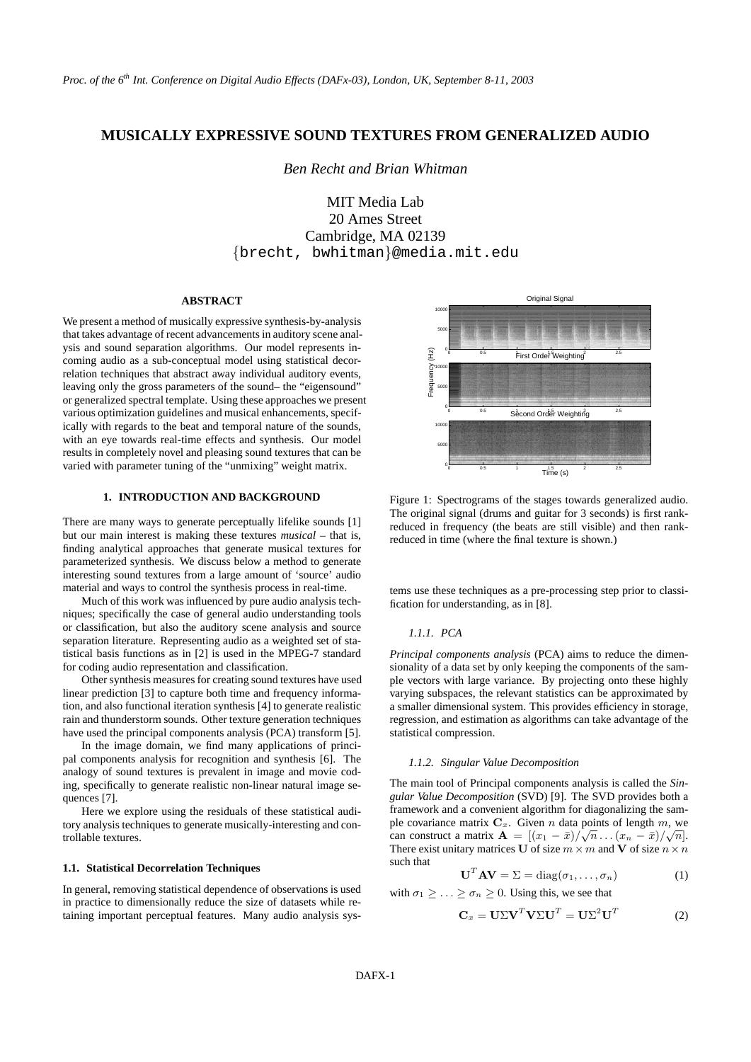# MUSICALLY EXPRESSIVE SOUND TEXTURES FROM GENERALIZED AUDIO

*Ben Recht and Brian Whitman*

MIT Media Lab
20 Ames Street
Cambridge, MA 02139
{brecht, bwhitman}@media.mit.edu

## ABSTRACT

We present a method of musically expressive synthesis-by-analysis that takes advantage of recent advancements in auditory scene analysis and sound separation algorithms. Our model represents incoming audio as a sub-conceptual model using statistical decorrelation techniques that abstract away individual auditory events, leaving only the gross parameters of the sound– the "eigensound" or generalized spectral template. Using these approaches we present various optimization guidelines and musical enhancements, specifically with regards to the beat and temporal nature of the sounds, with an eye towards real-time effects and synthesis. Our model results in completely novel and pleasing sound textures that can be varied with parameter tuning of the "unmixing" weight matrix.

## 1. INTRODUCTION AND BACKGROUND

There are many ways to generate perceptually lifelike sounds [1] but our main interest is making these textures *musical* – that is, finding analytical approaches that generate musical textures for parameterized synthesis. We discuss below a method to generate interesting sound textures from a large amount of 'source' audio material and ways to control the synthesis process in real-time.

Much of this work was influenced by pure audio analysis techniques; specifically the case of general audio understanding tools or classification, but also the auditory scene analysis and source separation literature. Representing audio as a weighted set of statistical basis functions as in [2] is used in the MPEG-7 standard for coding audio representation and classification.

Other synthesis measures for creating sound textures have used linear prediction [3] to capture both time and frequency information, and also functional iteration synthesis [4] to generate realistic rain and thunderstorm sounds. Other texture generation techniques have used the principal components analysis (PCA) transform [5].

In the image domain, we find many applications of principal components analysis for recognition and synthesis [6]. The analogy of sound textures is prevalent in image and movie coding, specifically to generate realistic non-linear natural image sequences [7].

Here we explore using the residuals of these statistical auditory analysis techniques to generate musically-interesting and controllable textures.

### 1.1. Statistical Decorrelation Techniques

In general, removing statistical dependence of observations is used in practice to dimensionally reduce the size of datasets while retaining important perceptual features. Many audio analysis systems use these techniques as a pre-processing step prior to classification for understanding, as in [8].

Figure 1: Spectrograms of the stages towards generalized audio. The original signal (drums and guitar for 3 seconds) is first rank-reduced in frequency (the beats are still visible) and then rank-reduced in time (where the final texture is shown.)

#### 1.1.1. PCA

*Principal components analysis* (PCA) aims to reduce the dimensionality of a data set by only keeping the components of the sample vectors with large variance. By projecting onto these highly varying subspaces, the relevant statistics can be approximated by a smaller dimensional system. This provides efficiency in storage, regression, and estimation as algorithms can take advantage of the statistical compression.

#### 1.1.2. Singular Value Decomposition

The main tool of Principal components analysis is called the *Singular Value Decomposition* (SVD) [9]. The SVD provides both a framework and a convenient algorithm for diagonalizing the sample covariance matrix $\mathbf{C}_x$. Given $n$ data points of length $m$, we can construct a matrix $\mathbf{A} = [(x_1 - \bar{x})/\sqrt{n} \ldots (x_n - \bar{x})/\sqrt{n}]$. There exist unitary matrices $\mathbf{U}$ of size $m \times m$ and $\mathbf{V}$ of size $n \times n$ such that

$$\mathbf{U}^T \mathbf{A} \mathbf{V} = \Sigma = \mathrm{diag}(\sigma_1, \ldots, \sigma_n) \tag{1}$$

with $\sigma_1 \geq \ldots \geq \sigma_n \geq 0$. Using this, we see that

$$\mathbf{C}_x = \mathbf{U} \Sigma \mathbf{V}^T \mathbf{V} \Sigma \mathbf{U}^T = \mathbf{U} \Sigma^2 \mathbf{U}^T \tag{2}$$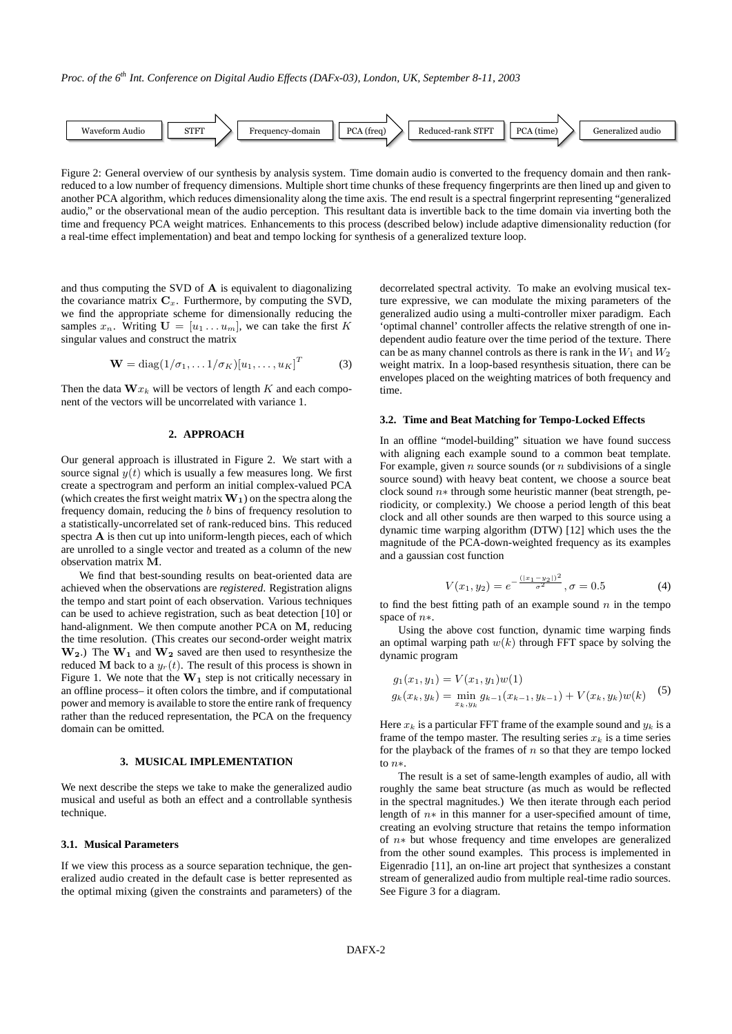Waveform Audio → STFT → Frequency-domain → PCA (freq) → Reduced-rank STFT → PCA (time) → Generalized audio

Figure 2: General overview of our synthesis by analysis system. Time domain audio is converted to the frequency domain and then rank-reduced to a low number of frequency dimensions. Multiple short time chunks of these frequency fingerprints are then lined up and given to another PCA algorithm, which reduces dimensionality along the time axis. The end result is a spectral fingerprint representing "generalized audio," or the observational mean of the audio perception. This resultant data is invertible back to the time domain via inverting both the time and frequency PCA weight matrices. Enhancements to this process (described below) include adaptive dimensionality reduction (for a real-time effect implementation) and beat and tempo locking for synthesis of a generalized texture loop.

and thus computing the SVD of $\mathbf{A}$ is equivalent to diagonalizing the covariance matrix $\mathbf{C}_x$. Furthermore, by computing the SVD, we find the appropriate scheme for dimensionally reducing the samples $x_n$. Writing $\mathbf{U} = [u_1 \dots u_m]$, we can take the first $K$ singular values and construct the matrix

$$\mathbf{W} = \text{diag}(1/\sigma_1, \dots 1/\sigma_K)[u_1, \dots, u_K]^T \tag{3}$$

Then the data $\mathbf{W}x_k$ will be vectors of length $K$ and each component of the vectors will be uncorrelated with variance 1.

## 2. APPROACH

Our general approach is illustrated in Figure 2. We start with a source signal $y(t)$ which is usually a few measures long. We first create a spectrogram and perform an initial complex-valued PCA (which creates the first weight matrix $\mathbf{W_1}$) on the spectra along the frequency domain, reducing the $b$ bins of frequency resolution to a statistically-uncorrelated set of rank-reduced bins. This reduced spectra $\mathbf{A}$ is then cut up into uniform-length pieces, each of which are unrolled to a single vector and treated as a column of the new observation matrix $\mathbf{M}$.

We find that best-sounding results on beat-oriented data are achieved when the observations are *registered*. Registration aligns the tempo and start point of each observation. Various techniques can be used to achieve registration, such as beat detection [10] or hand-alignment. We then compute another PCA on $\mathbf{M}$, reducing the time resolution. (This creates our second-order weight matrix $\mathbf{W_2}$.) The $\mathbf{W_1}$ and $\mathbf{W_2}$ saved are then used to resynthesize the reduced $\mathbf{M}$ back to a $y_r(t)$. The result of this process is shown in Figure 1. We note that the $\mathbf{W_1}$ step is not critically necessary in an offline process– it often colors the timbre, and if computational power and memory is available to store the entire rank of frequency rather than the reduced representation, the PCA on the frequency domain can be omitted.

## 3. MUSICAL IMPLEMENTATION

We next describe the steps we take to make the generalized audio musical and useful as both an effect and a controllable synthesis technique.

### 3.1. Musical Parameters

If we view this process as a source separation technique, the generalized audio created in the default case is better represented as the optimal mixing (given the constraints and parameters) of the decorrelated spectral activity. To make an evolving musical texture expressive, we can modulate the mixing parameters of the generalized audio using a multi-controller mixer paradigm. Each 'optimal channel' controller affects the relative strength of one independent audio feature over the time period of the texture. There can be as many channel controls as there is rank in the $W_1$ and $W_2$ weight matrix. In a loop-based resynthesis situation, there can be envelopes placed on the weighting matrices of both frequency and time.

### 3.2. Time and Beat Matching for Tempo-Locked Effects

In an offline "model-building" situation we have found success with aligning each example sound to a common beat template. For example, given $n$ source sounds (or $n$ subdivisions of a single source sound) with heavy beat content, we choose a source beat clock sound $n*$ through some heuristic manner (beat strength, periodicity, or complexity.) We choose a period length of this beat clock and all other sounds are then warped to this source using a dynamic time warping algorithm (DTW) [12] which uses the the magnitude of the PCA-down-weighted frequency as its examples and a gaussian cost function

$$V(x_1, y_2) = e^{-\frac{(|x_1 - y_2|)^2}{\sigma^2}}, \sigma = 0.5 \tag{4}$$

to find the best fitting path of an example sound $n$ in the tempo space of $n*$.

Using the above cost function, dynamic time warping finds an optimal warping path $w(k)$ through FFT space by solving the dynamic program

$$\begin{aligned} g_1(x_1, y_1) &= V(x_1, y_1)w(1) \\ g_k(x_k, y_k) &= \min_{x_k, y_k} g_{k-1}(x_{k-1}, y_{k-1}) + V(x_k, y_k)w(k) \end{aligned} \tag{5}$$

Here $x_k$ is a particular FFT frame of the example sound and $y_k$ is a frame of the tempo master. The resulting series $x_k$ is a time series for the playback of the frames of $n$ so that they are tempo locked to $n*$.

The result is a set of same-length examples of audio, all with roughly the same beat structure (as much as would be reflected in the spectral magnitudes.) We then iterate through each period length of $n*$ in this manner for a user-specified amount of time, creating an evolving structure that retains the tempo information of $n*$ but whose frequency and time envelopes are generalized from the other sound examples. This process is implemented in Eigenradio [11], an on-line art project that synthesizes a constant stream of generalized audio from multiple real-time radio sources. See Figure 3 for a diagram.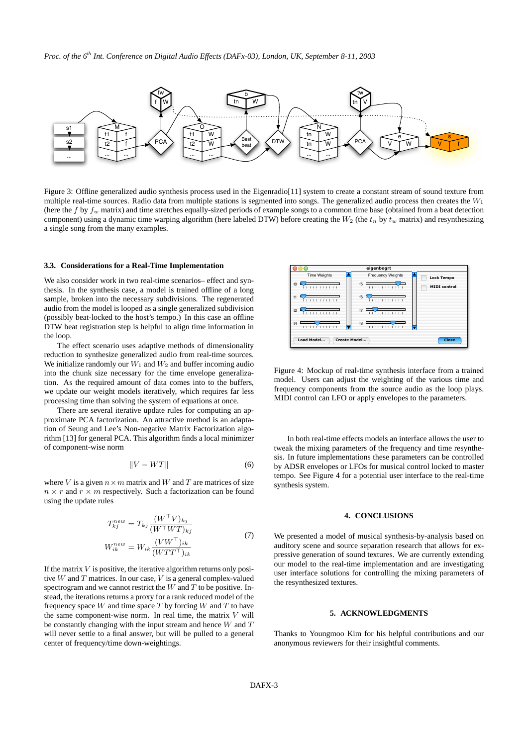Figure 3: Offline generalized audio synthesis process used in the Eigenradio[11] system to create a constant stream of sound texture from multiple real-time sources. Radio data from multiple stations is segmented into songs. The generalized audio process then creates the $W_1$ (here the $f$ by $f_w$ matrix) and time stretches equally-sized periods of example songs to a common time base (obtained from a beat detection component) using a dynamic time warping algorithm (here labeled DTW) before creating the $W_2$ (the $t_n$ by $t_w$ matrix) and resynthesizing a single song from the many examples.

### 3.3. Considerations for a Real-Time Implementation

We also consider work in two real-time scenarios– effect and synthesis. In the synthesis case, a model is trained offline of a long sample, broken into the necessary subdivisions. The regenerated audio from the model is looped as a single generalized subdivision (possibly beat-locked to the host's tempo.) In this case an offline DTW beat registration step is helpful to align time information in the loop.

The effect scenario uses adaptive methods of dimensionality reduction to synthesize generalized audio from real-time sources. We initialize randomly our $W_1$ and $W_2$ and buffer incoming audio into the chunk size necessary for the time envelope generalization. As the required amount of data comes into to the buffers, we update our weight models iteratively, which requires far less processing time than solving the system of equations at once.

There are several iterative update rules for computing an approximate PCA factorization. An attractive method is an adaptation of Seung and Lee's Non-negative Matrix Factorization algorithm [13] for general PCA. This algorithm finds a local minimizer of component-wise norm

$$\|V - WT\| \tag{6}$$

where $V$ is a given $n \times m$ matrix and $W$ and $T$ are matrices of size $n \times r$ and $r \times m$ respectively. Such a factorization can be found using the update rules

$$\begin{aligned} T^{new}_{kj} &= T_{kj} \frac{(W^\top V)_{kj}}{(W^\top W T)_{kj}} \\ W^{new}_{ik} &= W_{ik} \frac{(V W^\top)_{ik}}{(W T T^\top)_{ik}} \end{aligned} \tag{7}$$

If the matrix $V$ is positive, the iterative algorithm returns only positive $W$ and $T$ matrices. In our case, $V$ is a general complex-valued spectrogram and we cannot restrict the $W$ and $T$ to be positive. Instead, the iterations returns a proxy for a rank reduced model of the frequency space $W$ and time space $T$ by forcing $W$ and $T$ to have the same component-wise norm. In real time, the matrix $V$ will be constantly changing with the input stream and hence $W$ and $T$ will never settle to a final answer, but will be pulled to a general center of frequency/time down-weightings.

Figure 4: Mockup of real-time synthesis interface from a trained model. Users can adjust the weighting of the various time and frequency components from the source audio as the loop plays. MIDI control can LFO or apply envelopes to the parameters.

In both real-time effects models an interface allows the user to tweak the mixing parameters of the frequency and time resynthesis. In future implementations these parameters can be controlled by ADSR envelopes or LFOs for musical control locked to master tempo. See Figure 4 for a potential user interface to the real-time synthesis system.

## 4. CONCLUSIONS

We presented a model of musical synthesis-by-analysis based on auditory scene and source separation research that allows for expressive generation of sound textures. We are currently extending our model to the real-time implementation and are investigating user interface solutions for controlling the mixing parameters of the resynthesized textures.

## 5. ACKNOWLEDGMENTS

Thanks to Youngmoo Kim for his helpful contributions and our anonymous reviewers for their insightful comments.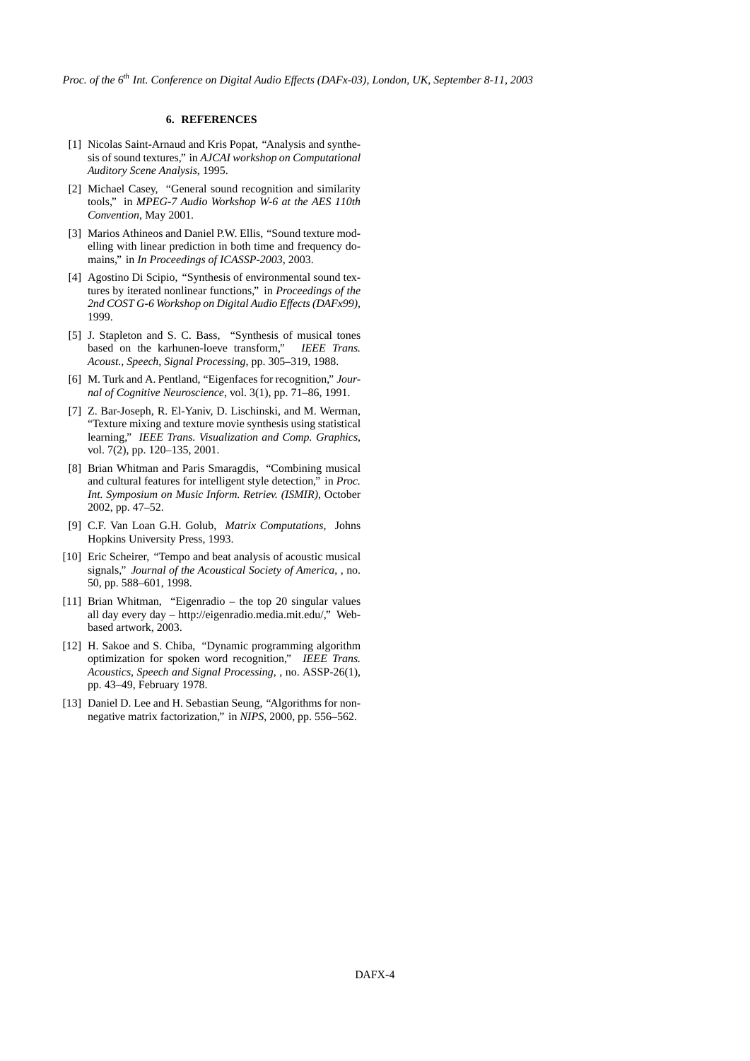## 6. REFERENCES

[1] Nicolas Saint-Arnaud and Kris Popat, "Analysis and synthesis of sound textures," in *AJCAI workshop on Computational Auditory Scene Analysis*, 1995.

[2] Michael Casey, "General sound recognition and similarity tools," in *MPEG-7 Audio Workshop W-6 at the AES 110th Convention*, May 2001.

[3] Marios Athineos and Daniel P.W. Ellis, "Sound texture modelling with linear prediction in both time and frequency domains," in *In Proceedings of ICASSP-2003*, 2003.

[4] Agostino Di Scipio, "Synthesis of environmental sound textures by iterated nonlinear functions," in *Proceedings of the 2nd COST G-6 Workshop on Digital Audio Effects (DAFx99)*, 1999.

[5] J. Stapleton and S. C. Bass, "Synthesis of musical tones based on the karhunen-loeve transform," *IEEE Trans. Acoust., Speech, Signal Processing*, pp. 305–319, 1988.

[6] M. Turk and A. Pentland, "Eigenfaces for recognition," *Journal of Cognitive Neuroscience*, vol. 3(1), pp. 71–86, 1991.

[7] Z. Bar-Joseph, R. El-Yaniv, D. Lischinski, and M. Werman, "Texture mixing and texture movie synthesis using statistical learning," *IEEE Trans. Visualization and Comp. Graphics*, vol. 7(2), pp. 120–135, 2001.

[8] Brian Whitman and Paris Smaragdis, "Combining musical and cultural features for intelligent style detection," in *Proc. Int. Symposium on Music Inform. Retriev. (ISMIR)*, October 2002, pp. 47–52.

[9] C.F. Van Loan G.H. Golub, *Matrix Computations*, Johns Hopkins University Press, 1993.

[10] Eric Scheirer, "Tempo and beat analysis of acoustic musical signals," *Journal of the Acoustical Society of America*, , no. 50, pp. 588–601, 1998.

[11] Brian Whitman, "Eigenradio – the top 20 singular values all day every day – http://eigenradio.media.mit.edu/," Web-based artwork, 2003.

[12] H. Sakoe and S. Chiba, "Dynamic programming algorithm optimization for spoken word recognition," *IEEE Trans. Acoustics, Speech and Signal Processing*, , no. ASSP-26(1), pp. 43–49, February 1978.

[13] Daniel D. Lee and H. Sebastian Seung, "Algorithms for non-negative matrix factorization," in *NIPS*, 2000, pp. 556–562.